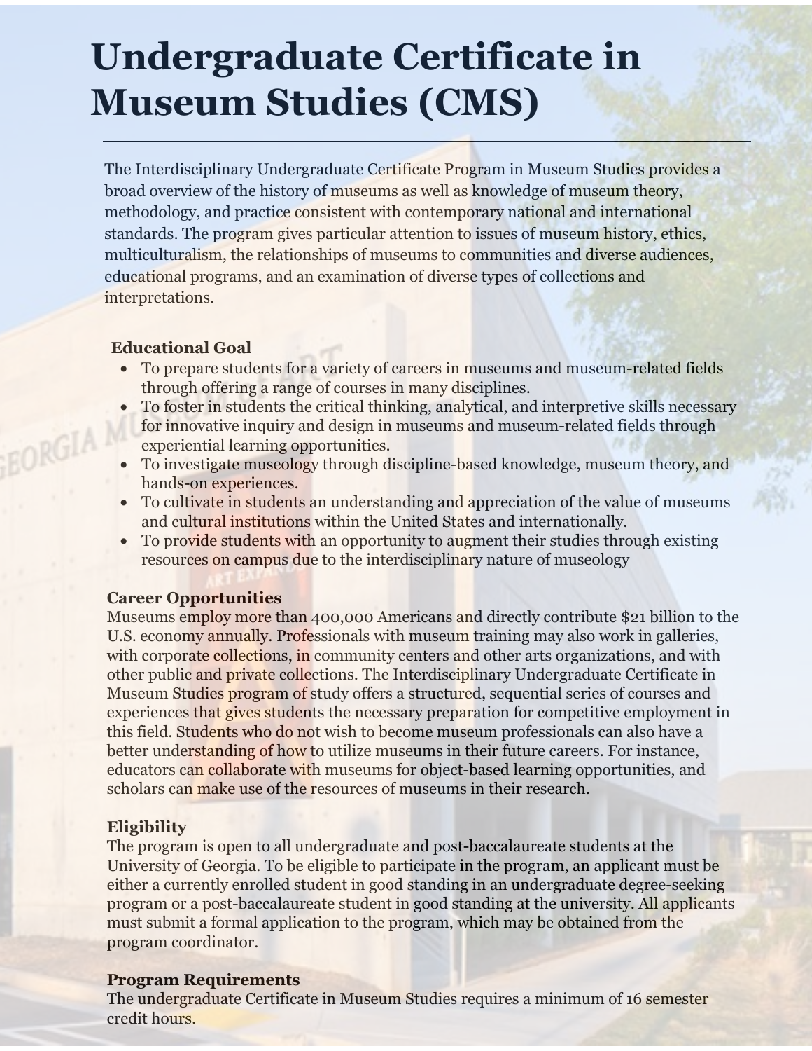# Undergraduate Certificate in Museum Studies (CMS)

The Interdisciplinary Undergraduate Certificate Program in Museum Studies provides a broad overview of the history of museums as well as knowledge of museum theory, methodology, and practice consistent with contemporary national and international standards. The program gives particular attention to issues of museum history, ethics, multiculturalism, the relationships of museums to communities and diverse audiences, educational programs, and an examination of diverse types of collections and interpretations.

**Educational Goal**

- To prepare students for a variety of careers in museums and museum-related fields through offering a range of courses in many disciplines.
- To foster in students the critical thinking, analytical, and interpretive skills necessary for innovative inquiry and design in museums and museum-related fields through experiential learning opportunities.
- To investigate museology through discipline-based knowledge, museum theory, and hands-on experiences.
- To cultivate in students an understanding and appreciation of the value of museums and cultural institutions within the United States and internationally.
- To provide students with an opportunity to augment their studies through existing resources on campus due to the interdisciplinary nature of museology

**Career Opportunities**

Museums employ more than 400,000 Americans and directly contribute $21 billion to the U.S. economy annually. Professionals with museum training may also work in galleries, with corporate collections, in community centers and other arts organizations, and with other public and private collections. The Interdisciplinary Undergraduate Certificate in Museum Studies program of study offers a structured, sequential series of courses and experiences that gives students the necessary preparation for competitive employment in this field. Students who do not wish to become museum professionals can also have a better understanding of how to utilize museums in their future careers. For instance, educators can collaborate with museums for object-based learning opportunities, and scholars can make use of the resources of museums in their research.

**Eligibility**

The program is open to all undergraduate and post-baccalaureate students at the University of Georgia. To be eligible to participate in the program, an applicant must be either a currently enrolled student in good standing in an undergraduate degree-seeking program or a post-baccalaureate student in good standing at the university. All applicants must submit a formal application to the program, which may be obtained from the program coordinator.

**Program Requirements**

The undergraduate Certificate in Museum Studies requires a minimum of 16 semester credit hours.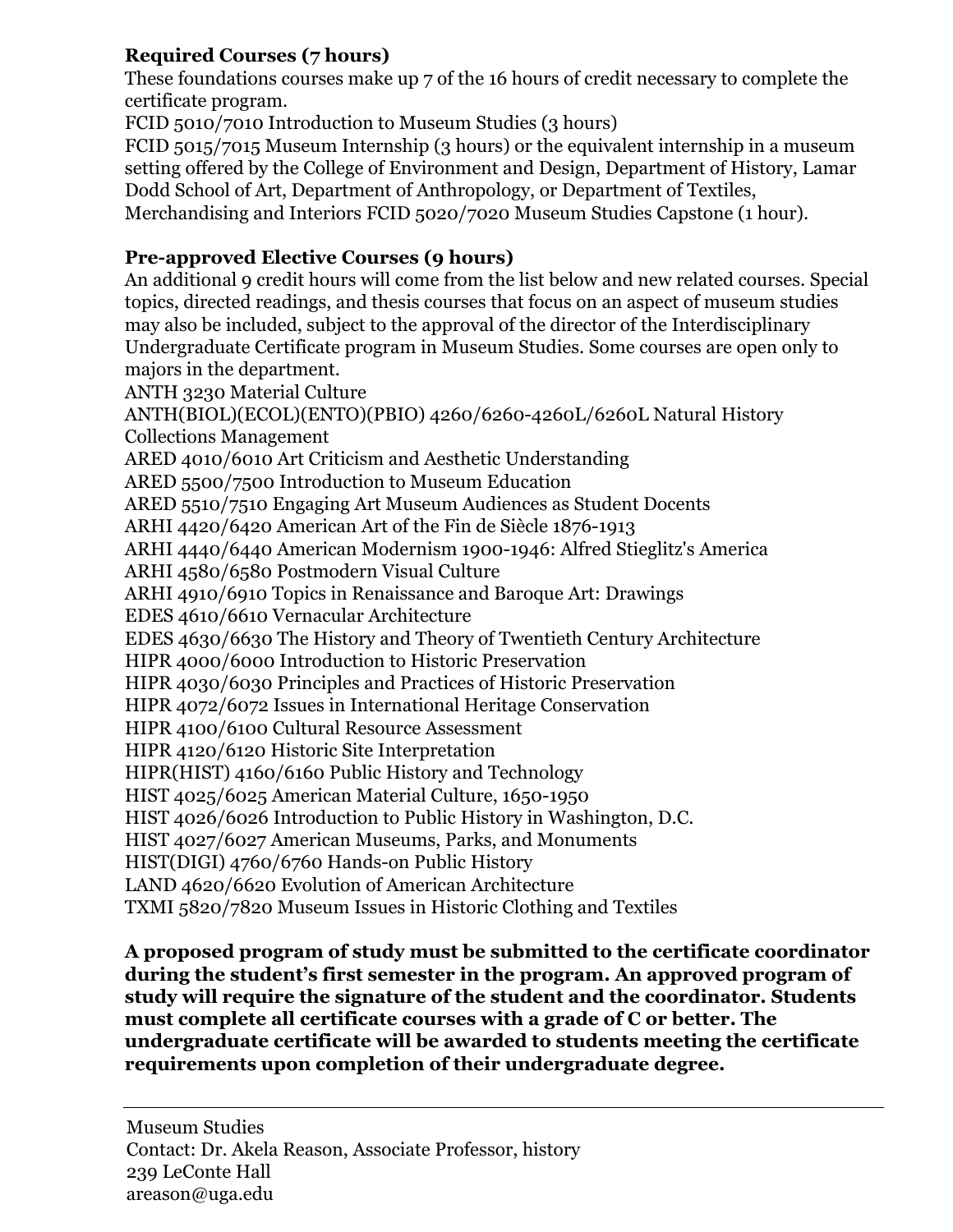**Required Courses (7 hours)**
These foundations courses make up 7 of the 16 hours of credit necessary to complete the certificate program.
FCID 5010/7010 Introduction to Museum Studies (3 hours)
FCID 5015/7015 Museum Internship (3 hours) or the equivalent internship in a museum setting offered by the College of Environment and Design, Department of History, Lamar Dodd School of Art, Department of Anthropology, or Department of Textiles, Merchandising and Interiors FCID 5020/7020 Museum Studies Capstone (1 hour).

**Pre-approved Elective Courses (9 hours)**
An additional 9 credit hours will come from the list below and new related courses. Special topics, directed readings, and thesis courses that focus on an aspect of museum studies may also be included, subject to the approval of the director of the Interdisciplinary Undergraduate Certificate program in Museum Studies. Some courses are open only to majors in the department.
ANTH 3230 Material Culture
ANTH(BIOL)(ECOL)(ENTO)(PBIO) 4260/6260-4260L/6260L Natural History Collections Management
ARED 4010/6010 Art Criticism and Aesthetic Understanding
ARED 5500/7500 Introduction to Museum Education
ARED 5510/7510 Engaging Art Museum Audiences as Student Docents
ARHI 4420/6420 American Art of the Fin de Siècle 1876-1913
ARHI 4440/6440 American Modernism 1900-1946: Alfred Stieglitz's America
ARHI 4580/6580 Postmodern Visual Culture
ARHI 4910/6910 Topics in Renaissance and Baroque Art: Drawings
EDES 4610/6610 Vernacular Architecture
EDES 4630/6630 The History and Theory of Twentieth Century Architecture
HIPR 4000/6000 Introduction to Historic Preservation
HIPR 4030/6030 Principles and Practices of Historic Preservation
HIPR 4072/6072 Issues in International Heritage Conservation
HIPR 4100/6100 Cultural Resource Assessment
HIPR 4120/6120 Historic Site Interpretation
HIPR(HIST) 4160/6160 Public History and Technology
HIST 4025/6025 American Material Culture, 1650-1950
HIST 4026/6026 Introduction to Public History in Washington, D.C.
HIST 4027/6027 American Museums, Parks, and Monuments
HIST(DIGI) 4760/6760 Hands-on Public History
LAND 4620/6620 Evolution of American Architecture
TXMI 5820/7820 Museum Issues in Historic Clothing and Textiles

**A proposed program of study must be submitted to the certificate coordinator during the student's first semester in the program. An approved program of study will require the signature of the student and the coordinator. Students must complete all certificate courses with a grade of C or better. The undergraduate certificate will be awarded to students meeting the certificate requirements upon completion of their undergraduate degree.**

---

Museum Studies
Contact: Dr. Akela Reason, Associate Professor, history
239 LeConte Hall
areason@uga.edu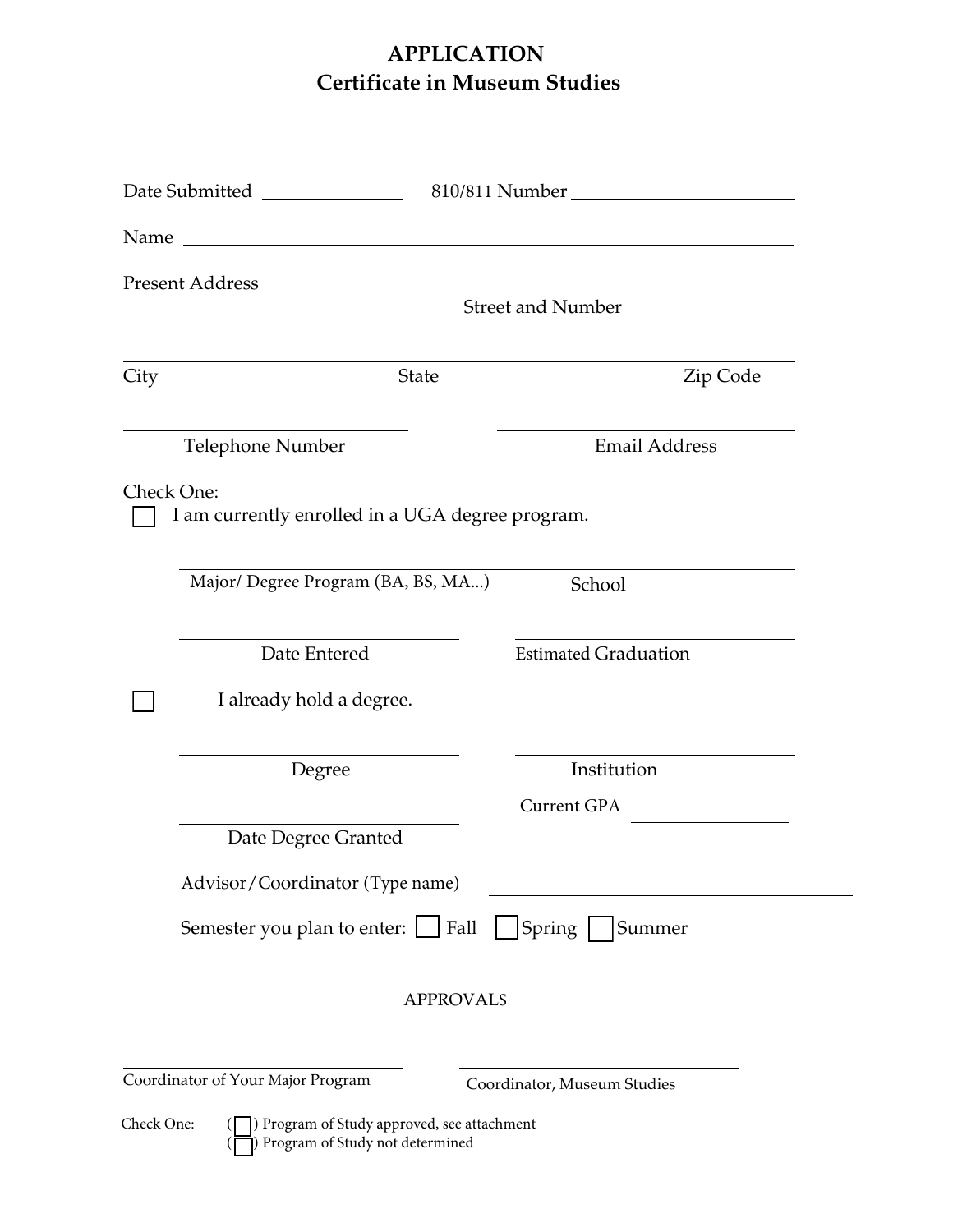# APPLICATION

## Certificate in Museum Studies

Date Submitted ______________ 810/811 Number ____________________

Name ______________________________________________

Present Address ______________________________________
Street and Number

______________________________________________
City State Zip Code

______________________ ______________________
Telephone Number Email Address

Check One:

☐ I am currently enrolled in a UGA degree program.

______________________________________________
Major/ Degree Program (BA, BS, MA...) School

______________________ ______________________
Date Entered Estimated Graduation

☐ I already hold a degree.

______________________ ______________________
Degree Institution

Current GPA ______________

______________________
Date Degree Granted

Advisor/Coordinator (Type name) ______________________

Semester you plan to enter: ☐ Fall ☐ Spring ☐ Summer

APPROVALS

______________________ ______________________
Coordinator of Your Major Program Coordinator, Museum Studies

Check One: (☐) Program of Study approved, see attachment
(☐) Program of Study not determined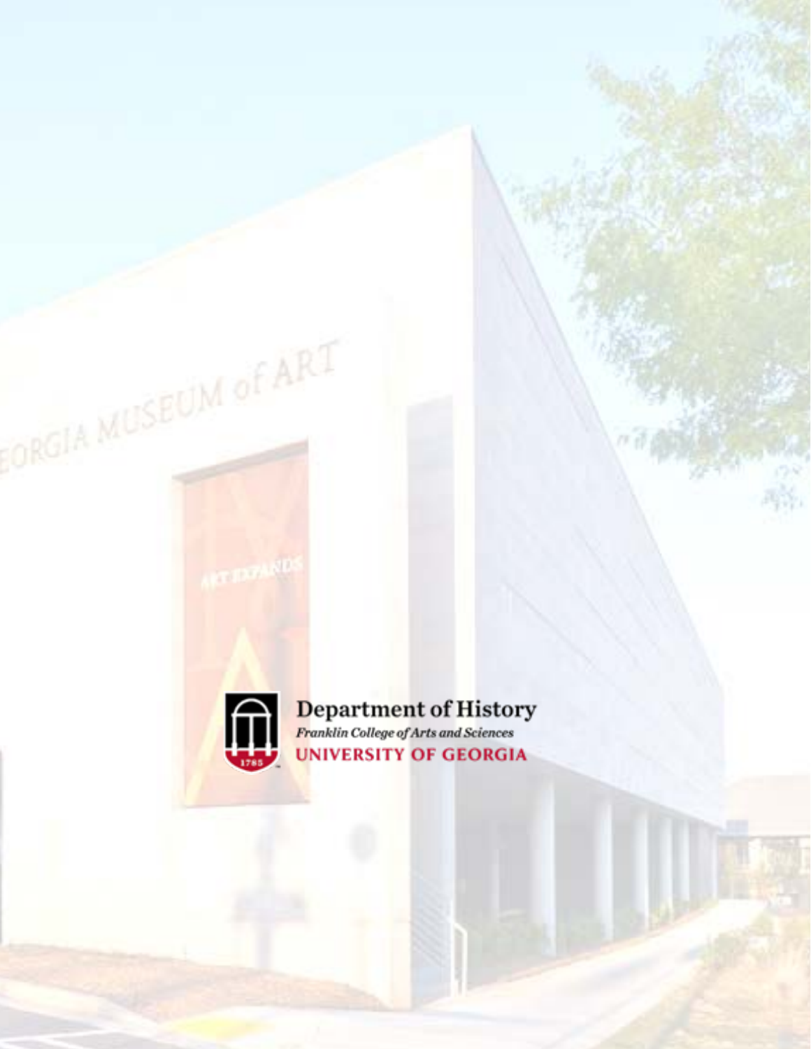**Department of History**

*Franklin College of Arts and Sciences*

UNIVERSITY OF GEORGIA